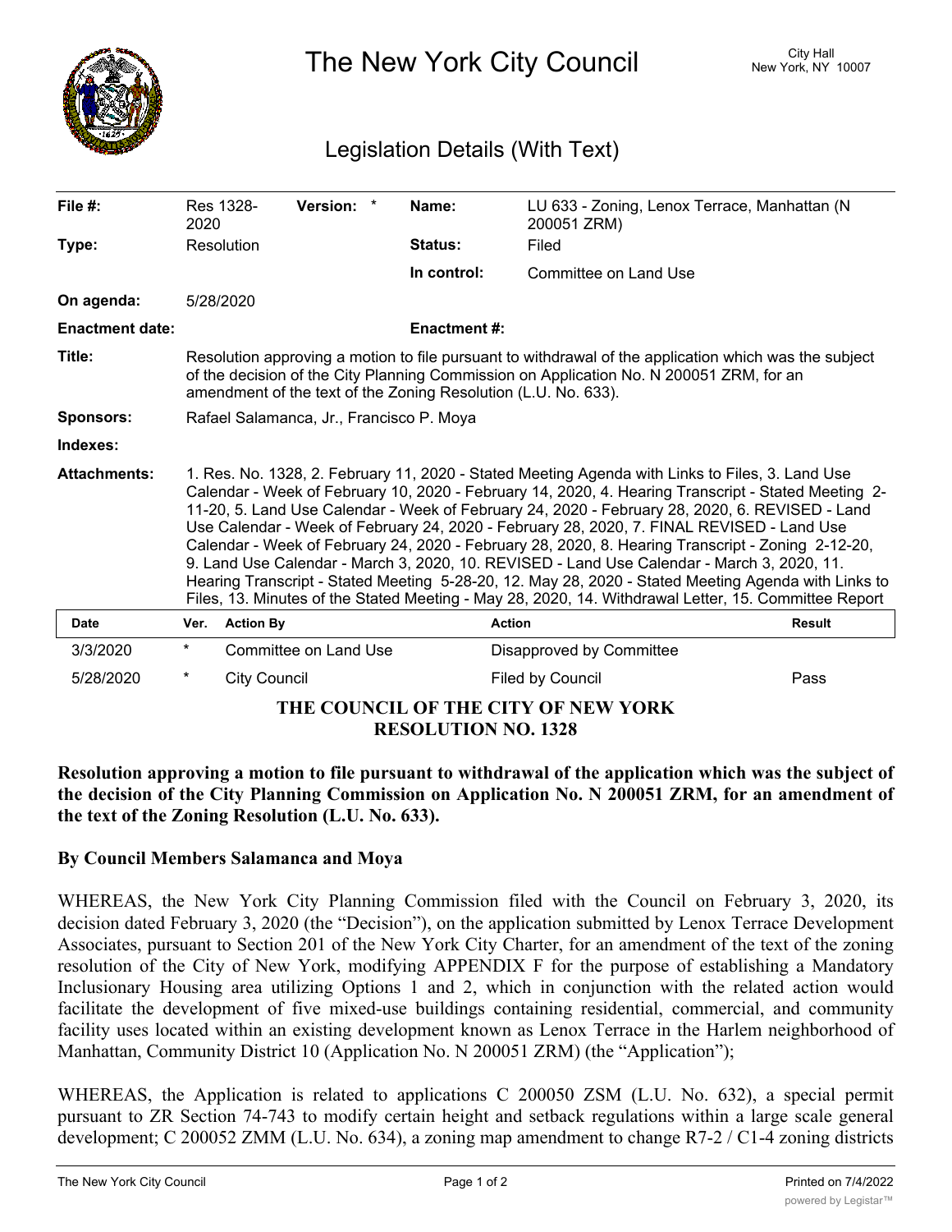# The New York City Council

City Hall
New York, NY 10007

## Legislation Details (With Text)

| | | | |
|---|---|---|---|
| **File #:** | Res 1328-2020 **Version:** * | **Name:** | LU 633 - Zoning, Lenox Terrace, Manhattan (N 200051 ZRM) |
| **Type:** | Resolution | **Status:** | Filed |
| | | **In control:** | Committee on Land Use |
| **On agenda:** | 5/28/2020 | | |
| **Enactment date:** | | **Enactment #:** | |

**Title:** Resolution approving a motion to file pursuant to withdrawal of the application which was the subject of the decision of the City Planning Commission on Application No. N 200051 ZRM, for an amendment of the text of the Zoning Resolution (L.U. No. 633).

**Sponsors:** Rafael Salamanca, Jr., Francisco P. Moya

**Indexes:**

**Attachments:** 1. Res. No. 1328, 2. February 11, 2020 - Stated Meeting Agenda with Links to Files, 3. Land Use Calendar - Week of February 10, 2020 - February 14, 2020, 4. Hearing Transcript - Stated Meeting 2-11-20, 5. Land Use Calendar - Week of February 24, 2020 - February 28, 2020, 6. REVISED - Land Use Calendar - Week of February 24, 2020 - February 28, 2020, 7. FINAL REVISED - Land Use Calendar - Week of February 24, 2020 - February 28, 2020, 8. Hearing Transcript - Zoning 2-12-20, 9. Land Use Calendar - March 3, 2020, 10. REVISED - Land Use Calendar - March 3, 2020, 11. Hearing Transcript - Stated Meeting 5-28-20, 12. May 28, 2020 - Stated Meeting Agenda with Links to Files, 13. Minutes of the Stated Meeting - May 28, 2020, 14. Withdrawal Letter, 15. Committee Report

| Date | Ver. | Action By | Action | Result |
|---|---|---|---|---|
| 3/3/2020 | * | Committee on Land Use | Disapproved by Committee | |
| 5/28/2020 | * | City Council | Filed by Council | Pass |

**THE COUNCIL OF THE CITY OF NEW YORK**
**RESOLUTION NO. 1328**

**Resolution approving a motion to file pursuant to withdrawal of the application which was the subject of the decision of the City Planning Commission on Application No. N 200051 ZRM, for an amendment of the text of the Zoning Resolution (L.U. No. 633).**

**By Council Members Salamanca and Moya**

WHEREAS, the New York City Planning Commission filed with the Council on February 3, 2020, its decision dated February 3, 2020 (the "Decision"), on the application submitted by Lenox Terrace Development Associates, pursuant to Section 201 of the New York City Charter, for an amendment of the text of the zoning resolution of the City of New York, modifying APPENDIX F for the purpose of establishing a Mandatory Inclusionary Housing area utilizing Options 1 and 2, which in conjunction with the related action would facilitate the development of five mixed-use buildings containing residential, commercial, and community facility uses located within an existing development known as Lenox Terrace in the Harlem neighborhood of Manhattan, Community District 10 (Application No. N 200051 ZRM) (the "Application");

WHEREAS, the Application is related to applications C 200050 ZSM (L.U. No. 632), a special permit pursuant to ZR Section 74-743 to modify certain height and setback regulations within a large scale general development; C 200052 ZMM (L.U. No. 634), a zoning map amendment to change R7-2 / C1-4 zoning districts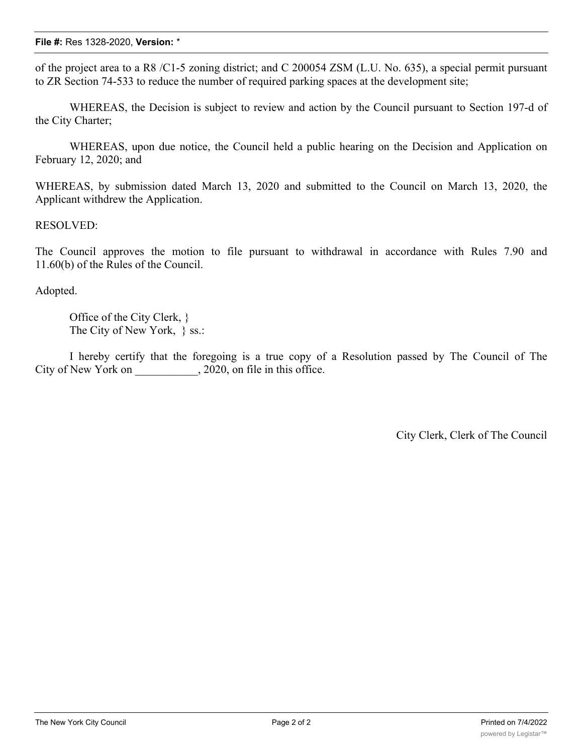of the project area to a R8 /C1-5 zoning district; and C 200054 ZSM (L.U. No. 635), a special permit pursuant to ZR Section 74-533 to reduce the number of required parking spaces at the development site;

WHEREAS, the Decision is subject to review and action by the Council pursuant to Section 197-d of the City Charter;

WHEREAS, upon due notice, the Council held a public hearing on the Decision and Application on February 12, 2020; and

WHEREAS, by submission dated March 13, 2020 and submitted to the Council on March 13, 2020, the Applicant withdrew the Application.

RESOLVED:

The Council approves the motion to file pursuant to withdrawal in accordance with Rules 7.90 and 11.60(b) of the Rules of the Council.

Adopted.

Office of the City Clerk, }
The City of New York, } ss.:

I hereby certify that the foregoing is a true copy of a Resolution passed by The Council of The City of New York on ___________, 2020, on file in this office.

City Clerk, Clerk of The Council